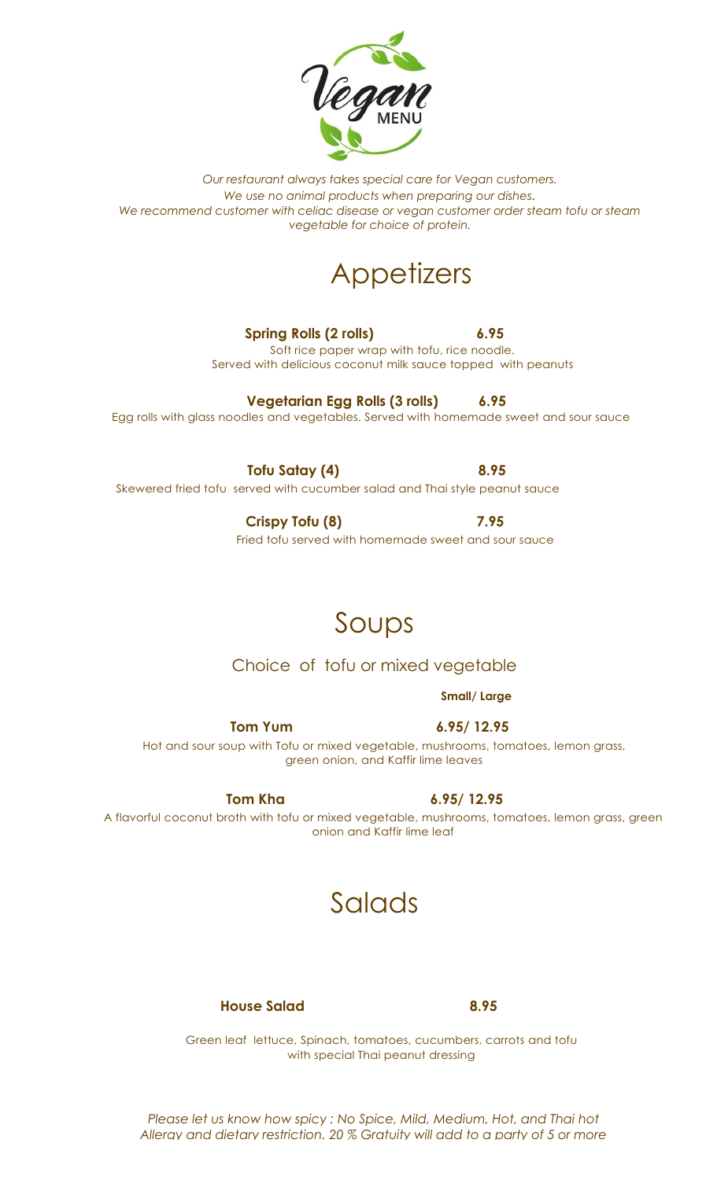# Vegan MENU

*Our restaurant always takes special care for Vegan customers.*
*We use no animal products when preparing our dishes.*
*We recommend customer with celiac disease or vegan customer order steam tofu or steam vegetable for choice of protein.*

## Appetizers

**Spring Rolls (2 rolls)** **6.95**
Soft rice paper wrap with tofu, rice noodle.
Served with delicious coconut milk sauce topped with peanuts

**Vegetarian Egg Rolls (3 rolls)** **6.95**
Egg rolls with glass noodles and vegetables. Served with homemade sweet and sour sauce

**Tofu Satay (4)** **8.95**
Skewered fried tofu served with cucumber salad and Thai style peanut sauce

**Crispy Tofu (8)** **7.95**
Fried tofu served with homemade sweet and sour sauce

## Soups

### Choice of tofu or mixed vegetable

**Small/ Large**

**Tom Yum** **6.95/ 12.95**
Hot and sour soup with Tofu or mixed vegetable, mushrooms, tomatoes, lemon grass, green onion, and Kaffir lime leaves

**Tom Kha** **6.95/ 12.95**
A flavorful coconut broth with tofu or mixed vegetable, mushrooms, tomatoes, lemon grass, green onion and Kaffir lime leaf

## Salads

**House Salad** **8.95**
Green leaf lettuce, Spinach, tomatoes, cucumbers, carrots and tofu with special Thai peanut dressing

*Please let us know how spicy : No Spice, Mild, Medium, Hot, and Thai hot*
*Allergy and dietary restriction. 20 % Gratuity will add to a party of 5 or more*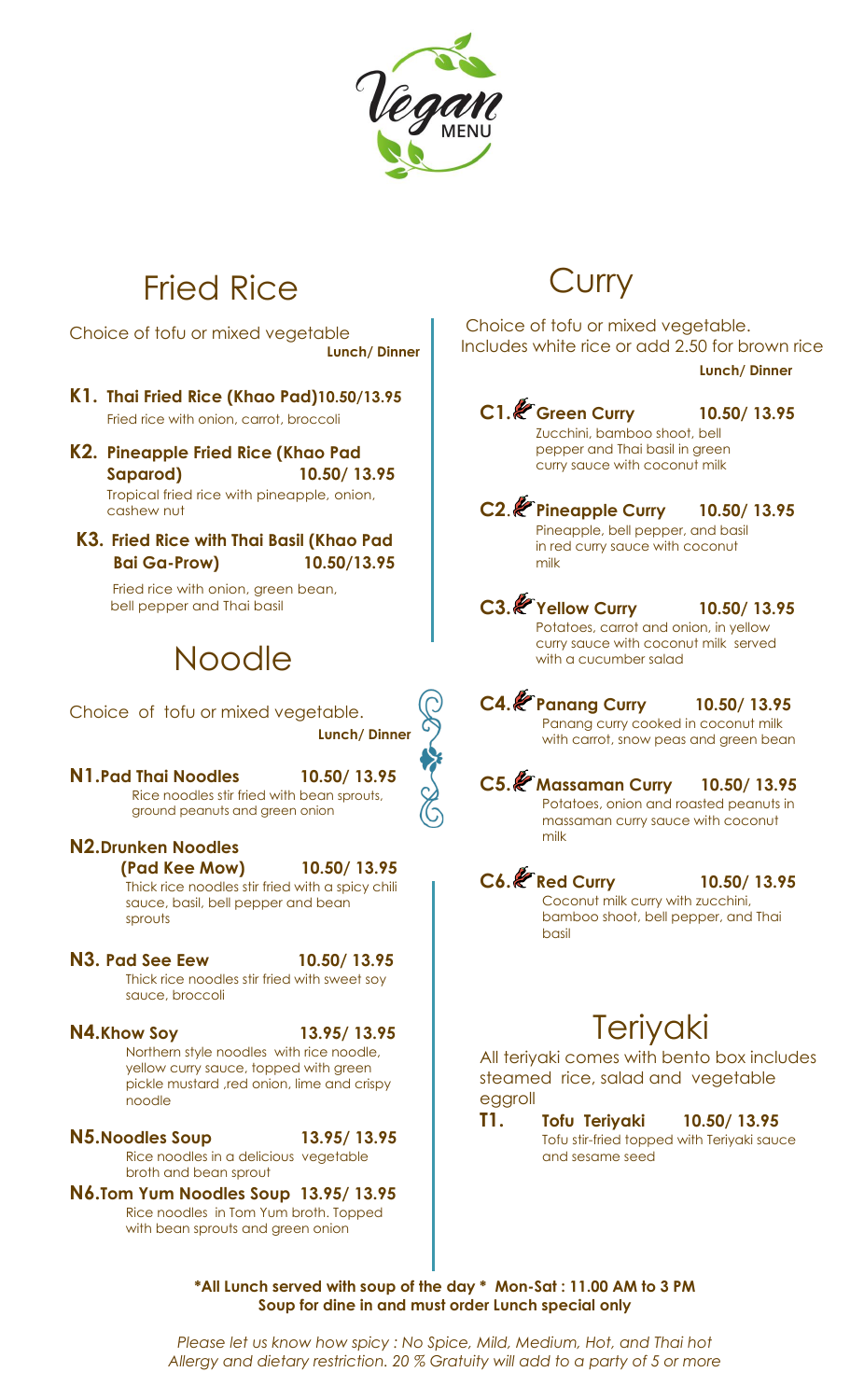# Vegan MENU

## Fried Rice

Choice of tofu or mixed vegetable

**Lunch/ Dinner**

**K1. Thai Fried Rice (Khao Pad) 10.50/13.95**
Fried rice with onion, carrot, broccoli

**K2. Pineapple Fried Rice (Khao Pad Saparod) 10.50/ 13.95**
Tropical fried rice with pineapple, onion, cashew nut

**K3. Fried Rice with Thai Basil (Khao Pad Bai Ga-Prow) 10.50/13.95**
Fried rice with onion, green bean, bell pepper and Thai basil

## Noodle

Choice of tofu or mixed vegetable.

**Lunch/ Dinner**

**N1. Pad Thai Noodles 10.50/ 13.95**
Rice noodles stir fried with bean sprouts, ground peanuts and green onion

**N2. Drunken Noodles (Pad Kee Mow) 10.50/ 13.95**
Thick rice noodles stir fried with a spicy chili sauce, basil, bell pepper and bean sprouts

**N3. Pad See Eew 10.50/ 13.95**
Thick rice noodles stir fried with sweet soy sauce, broccoli

**N4. Khow Soy 13.95/ 13.95**
Northern style noodles with rice noodle, yellow curry sauce, topped with green pickle mustard ,red onion, lime and crispy noodle

**N5. Noodles Soup 13.95/ 13.95**
Rice noodles in a delicious vegetable broth and bean sprout

**N6. Tom Yum Noodles Soup 13.95/ 13.95**
Rice noodles in Tom Yum broth. Topped with bean sprouts and green onion

## Curry

Choice of tofu or mixed vegetable. Includes white rice or add 2.50 for brown rice

**Lunch/ Dinner**

**C1. Green Curry 10.50/ 13.95**
Zucchini, bamboo shoot, bell pepper and Thai basil in green curry sauce with coconut milk

**C2. Pineapple Curry 10.50/ 13.95**
Pineapple, bell pepper, and basil in red curry sauce with coconut milk

**C3. Yellow Curry 10.50/ 13.95**
Potatoes, carrot and onion, in yellow curry sauce with coconut milk served with a cucumber salad

**C4. Panang Curry 10.50/ 13.95**
Panang curry cooked in coconut milk with carrot, snow peas and green bean

**C5. Massaman Curry 10.50/ 13.95**
Potatoes, onion and roasted peanuts in massaman curry sauce with coconut milk

**C6. Red Curry 10.50/ 13.95**
Coconut milk curry with zucchini, bamboo shoot, bell pepper, and Thai basil

## Teriyaki

All teriyaki comes with bento box includes steamed rice, salad and vegetable eggroll

**T1. Tofu Teriyaki 10.50/ 13.95**
Tofu stir-fried topped with Teriyaki sauce and sesame seed

**\*All Lunch served with soup of the day \* Mon-Sat : 11.00 AM to 3 PM**
**Soup for dine in and must order Lunch special only**

*Please let us know how spicy : No Spice, Mild, Medium, Hot, and Thai hot*
*Allergy and dietary restriction. 20 % Gratuity will add to a party of 5 or more*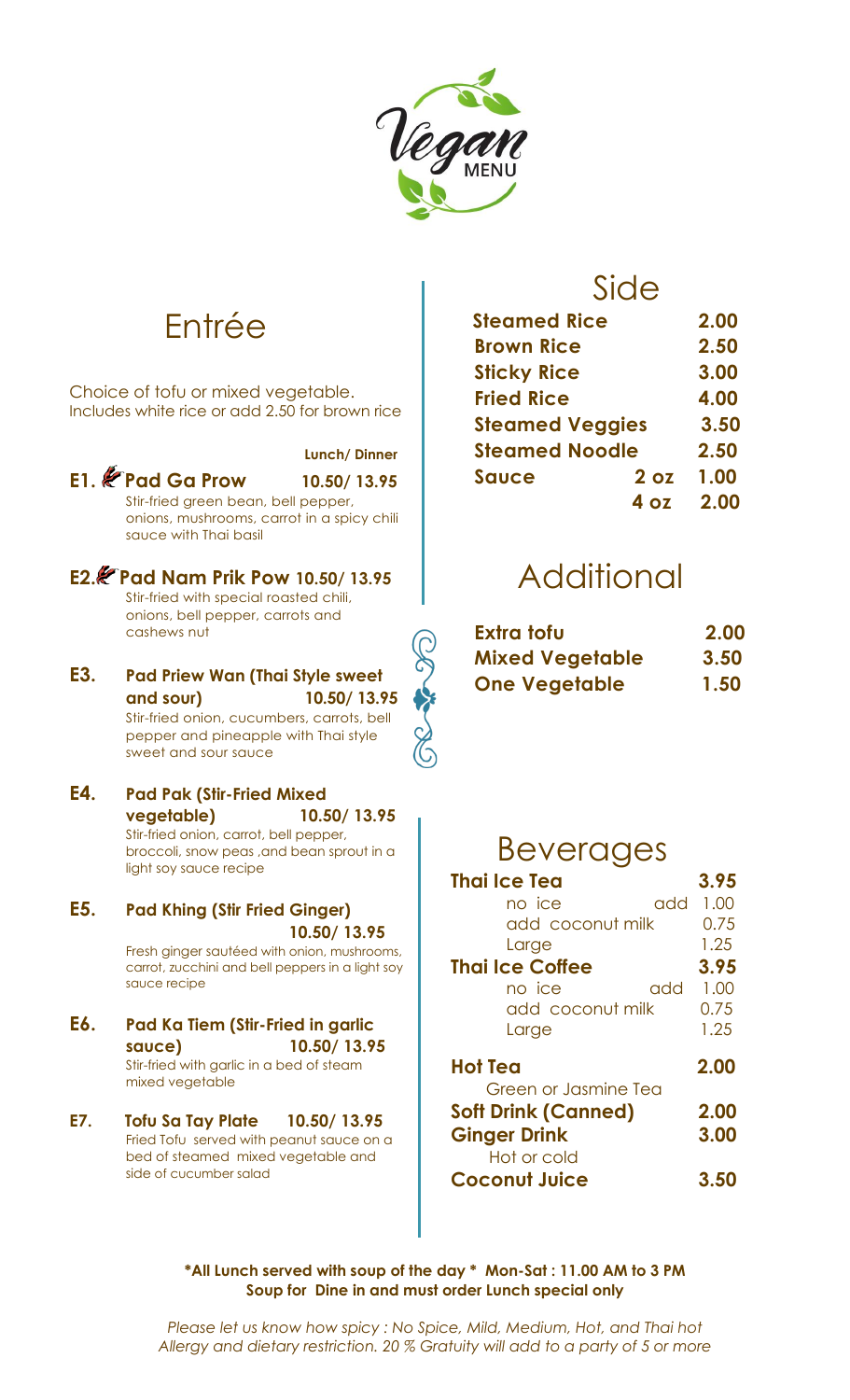# Vegan MENU

## Entrée

Choice of tofu or mixed vegetable.
Includes white rice or add 2.50 for brown rice

**Lunch/ Dinner**

**E1. Pad Ga Prow** **10.50/ 13.95**
Stir-fried green bean, bell pepper, onions, mushrooms, carrot in a spicy chili sauce with Thai basil

**E2. Pad Nam Prik Pow 10.50/ 13.95**
Stir-fried with special roasted chili, onions, bell pepper, carrots and cashews nut

**E3. Pad Priew Wan (Thai Style sweet and sour)** **10.50/ 13.95**
Stir-fried onion, cucumbers, carrots, bell pepper and pineapple with Thai style sweet and sour sauce

**E4. Pad Pak (Stir-Fried Mixed vegetable)** **10.50/ 13.95**
Stir-fried onion, carrot, bell pepper, broccoli, snow peas ,and bean sprout in a light soy sauce recipe

**E5. Pad Khing (Stir Fried Ginger)** **10.50/ 13.95**
Fresh ginger sautéed with onion, mushrooms, carrot, zucchini and bell peppers in a light soy sauce recipe

**E6. Pad Ka Tiem (Stir-Fried in garlic sauce)** **10.50/ 13.95**
Stir-fried with garlic in a bed of steam mixed vegetable

**E7. Tofu Sa Tay Plate** **10.50/ 13.95**
Fried Tofu served with peanut sauce on a bed of steamed mixed vegetable and side of cucumber salad

## Side

| | | |
|---|---|---|
| **Steamed Rice** | | **2.00** |
| **Brown Rice** | | **2.50** |
| **Sticky Rice** | | **3.00** |
| **Fried Rice** | | **4.00** |
| **Steamed Veggies** | | **3.50** |
| **Steamed Noodle** | | **2.50** |
| **Sauce** | **2 oz** | **1.00** |
| | **4 oz** | **2.00** |

## Additional

| | |
|---|---|
| **Extra tofu** | **2.00** |
| **Mixed Vegetable** | **3.50** |
| **One Vegetable** | **1.50** |

## Beverages

| | |
|---|---|
| **Thai Ice Tea** | **3.95** |
| no ice add | 1.00 |
| add coconut milk | 0.75 |
| Large | 1.25 |
| **Thai Ice Coffee** | **3.95** |
| no ice add | 1.00 |
| add coconut milk | 0.75 |
| Large | 1.25 |
| **Hot Tea** | **2.00** |
| Green or Jasmine Tea | |
| **Soft Drink (Canned)** | **2.00** |
| **Ginger Drink** | **3.00** |
| Hot or cold | |
| **Coconut Juice** | **3.50** |

**\*All Lunch served with soup of the day \* Mon-Sat : 11.00 AM to 3 PM**
**Soup for Dine in and must order Lunch special only**

*Please let us know how spicy : No Spice, Mild, Medium, Hot, and Thai hot*
*Allergy and dietary restriction. 20 % Gratuity will add to a party of 5 or more*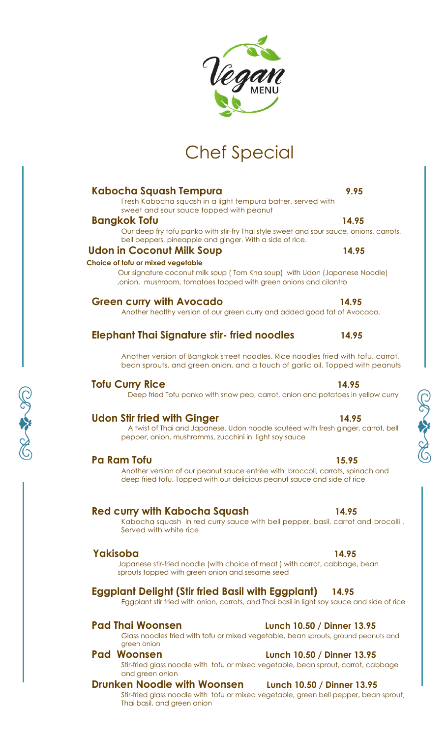Vegan MENU

# Chef Special

**Kabocha Squash Tempura** 9.95

Fresh Kabocha squash in a light tempura batter, served with sweet and sour sauce topped with peanut

**Bangkok Tofu** 14.95

Our deep fry tofu panko with stir-fry Thai style sweet and sour sauce, onions, carrots, bell peppers, pineapple and ginger. With a side of rice.

**Udon in Coconut Milk Soup** 14.95

**Choice of tofu or mixed vegetable**

Our signature coconut milk soup ( Tom Kha soup) with Udon (Japanese Noodle) ,onion, mushroom, tomatoes topped with green onions and cilantro

**Green curry with Avocado** 14.95

Another healthy version of our green curry and added good fat of Avocado.

**Elephant Thai Signature stir- fried noodles** 14.95

Another version of Bangkok street noodles. Rice noodles fried with tofu, carrot, bean sprouts, and green onion, and a touch of garlic oil. Topped with peanuts

**Tofu Curry Rice** 14.95

Deep fried Tofu panko with snow pea, carrot, onion and potatoes in yellow curry

**Udon Stir fried with Ginger** 14.95

A twist of Thai and Japanese. Udon noodle sautéed with fresh ginger, carrot, bell pepper, onion, mushromms, zucchini in light soy sauce

**Pa Ram Tofu** 15.95

Another version of our peanut sauce entrée with broccoli, carrots, spinach and deep fried tofu. Topped with our delicious peanut sauce and side of rice

**Red curry with Kabocha Squash** 14.95

Kabocha squash in red curry sauce with bell pepper, basil, carrot and brocolli . Served with white rice

**Yakisoba** 14.95

Japanese stir-fried noodle (with choice of meat ) with carrot, cabbage, bean sprouts topped with green onion and sesame seed

**Eggplant Delight (Stir fried Basil with Eggplant)** 14.95

Eggplant stir fried with onion, carrots, and Thai basil in light soy sauce and side of rice

**Pad Thai Woonsen** Lunch 10.50 / Dinner 13.95

Glass noodles fried with tofu or mixed vegetable, bean sprouts, ground peanuts and green onion

**Pad Woonsen** Lunch 10.50 / Dinner 13.95

Stir-fried glass noodle with tofu or mixed vegetable, bean sprout, carrot, cabbage and green onion

**Drunken Noodle with Woonsen** Lunch 10.50 / Dinner 13.95

Stir-fried glass noodle with tofu or mixed vegetable, green bell pepper, bean sprout, Thai basil, and green onion